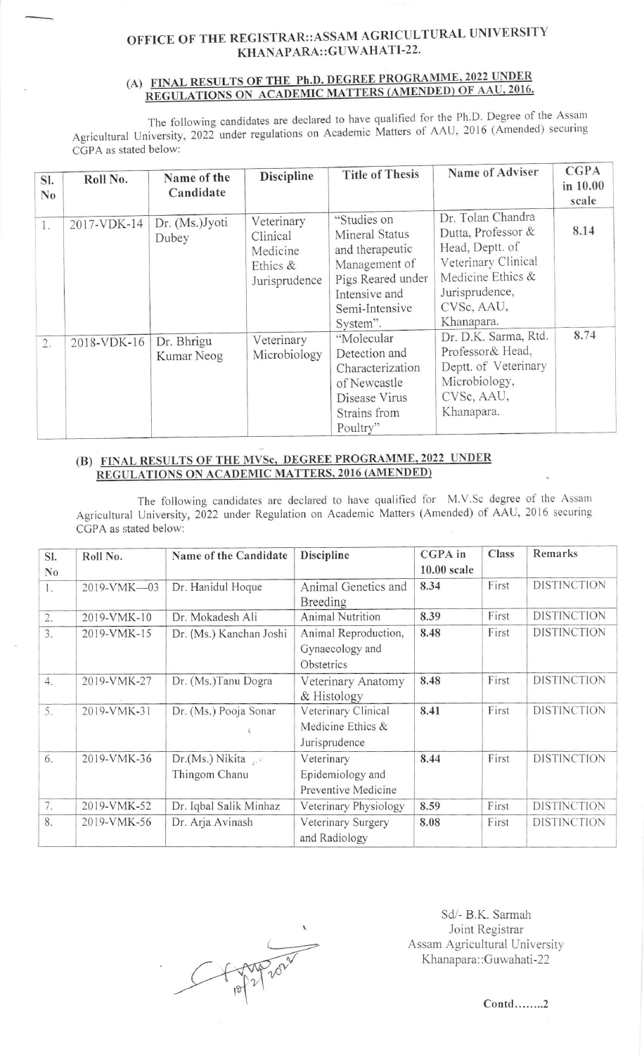## OFFICE OF THE REGISTRAR::ASSAM AGRICULTURAL UNIVERSITY KHANAPARA::GUWAHATI-22.

### (A) FINAL RESULTS OF THE Ph.D. DEGREE PROGRAMME, 2022 UNDER REGULATIONS ON ACADEMIC MATTERS (AMENDED) OF AAU, 2016.

The following candidates are declared to have qualified for the Ph.D. Degree of the Assam Agricultural University, 2022 under regulations on Academic Matters of AAU, 2016 (Amended) securing CGPA as stated below:

| Sl. No | Roll No. | Name of the Candidate | Discipline | Title of Thesis | Name of Adviser | CGPA in 10.00 scale |
|---|---|---|---|---|---|---|
| 1. | 2017-VDK-14 | Dr. (Ms.)Jyoti Dubey | Veterinary Clinical Medicine Ethics & Jurisprudence | "Studies on Mineral Status and therapeutic Management of Pigs Reared under Intensive and Semi-Intensive System". | Dr. Tolan Chandra Dutta, Professor & Head, Deptt. of Veterinary Clinical Medicine Ethics & Jurisprudence, CVSc, AAU, Khanapara. | 8.14 |
| 2. | 2018-VDK-16 | Dr. Bhrigu Kumar Neog | Veterinary Microbiology | "Molecular Detection and Characterization of Newcastle Disease Virus Strains from Poultry" | Dr. D.K. Sarma, Rtd. Professor& Head, Deptt. of Veterinary Microbiology, CVSc, AAU, Khanapara. | 8.74 |

### (B) FINAL RESULTS OF THE MVSc, DEGREE PROGRAMME, 2022 UNDER REGULATIONS ON ACADEMIC MATTERS, 2016 (AMENDED)

The following candidates are declared to have qualified for M.V.Sc degree of the Assam Agricultural University, 2022 under Regulation on Academic Matters (Amended) of AAU, 2016 securing CGPA as stated below:

| Sl. No | Roll No. | Name of the Candidate | Discipline | CGPA in 10.00 scale | Class | Remarks |
|---|---|---|---|---|---|---|
| 1. | 2019-VMK—03 | Dr. Hanidul Hoque | Animal Genetics and Breeding | 8.34 | First | DISTINCTION |
| 2. | 2019-VMK-10 | Dr. Mokadesh Ali | Animal Nutrition | 8.39 | First | DISTINCTION |
| 3. | 2019-VMK-15 | Dr. (Ms.) Kanchan Joshi | Animal Reproduction, Gynaecology and Obstetrics | 8.48 | First | DISTINCTION |
| 4. | 2019-VMK-27 | Dr. (Ms.)Tanu Dogra | Veterinary Anatomy & Histology | 8.48 | First | DISTINCTION |
| 5. | 2019-VMK-31 | Dr. (Ms.) Pooja Sonar | Veterinary Clinical Medicine Ethics & Jurisprudence | 8.41 | First | DISTINCTION |
| 6. | 2019-VMK-36 | Dr.(Ms.) Nikita Thingom Chanu | Veterinary Epidemiology and Preventive Medicine | 8.44 | First | DISTINCTION |
| 7. | 2019-VMK-52 | Dr. Iqbal Salik Minhaz | Veterinary Physiology | 8.59 | First | DISTINCTION |
| 8. | 2019-VMK-56 | Dr. Arja Avinash | Veterinary Surgery and Radiology | 8.08 | First | DISTINCTION |

Sd/- B.K. Sarmah
Joint Registrar
Assam Agricultural University
Khanapara::Guwahati-22

Contd……..2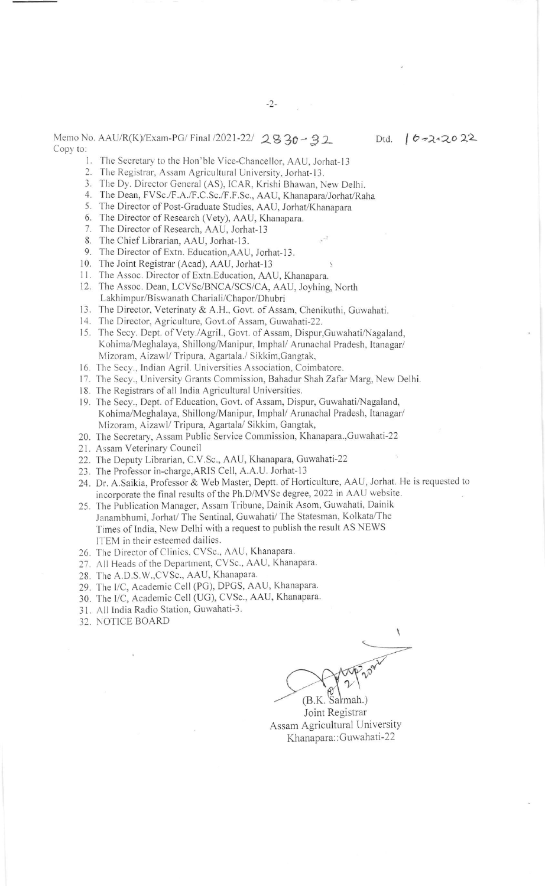Memo No. AAU/R(K)/Exam-PG/ Final /2021-22/ 2830-32 Dtd. 10-2-2022

Copy to:

1. The Secretary to the Hon'ble Vice-Chancellor, AAU, Jorhat-13
2. The Registrar, Assam Agricultural University, Jorhat-13.
3. The Dy. Director General (AS), ICAR, Krishi Bhawan, New Delhi.
4. The Dean, FVSc./F.A./F.C.Sc./F.F.Sc., AAU, Khanapara/Jorhat/Raha
5. The Director of Post-Graduate Studies, AAU, Jorhat/Khanapara
6. The Director of Research (Vety), AAU, Khanapara.
7. The Director of Research, AAU, Jorhat-13
8. The Chief Librarian, AAU, Jorhat-13.
9. The Director of Extn. Education,AAU, Jorhat-13.
10. The Joint Registrar (Acad), AAU, Jorhat-13
11. The Assoc. Director of Extn.Education, AAU, Khanapara.
12. The Assoc. Dean, LCVSc/BNCA/SCS/CA, AAU, Joyhing, North Lakhimpur/Biswanath Chariali/Chapor/Dhubri
13. The Director, Veterinaty & A.H., Govt. of Assam, Chenikuthi, Guwahati.
14. The Director, Agriculture, Govt.of Assam, Guwahati-22.
15. The Secy. Dept. of Vety./Agril., Govt. of Assam, Dispur,Guwahati/Nagaland, Kohima/Meghalaya, Shillong/Manipur, Imphal/ Arunachal Pradesh, Itanagar/ Mizoram, Aizawl/ Tripura, Agartala./ Sikkim,Gangtak,
16. The Secy., Indian Agril. Universities Association, Coimbatore.
17. The Secy., University Grants Commission, Bahadur Shah Zafar Marg, New Delhi.
18. The Registrars of all India Agricultural Universities.
19. The Secy., Dept. of Education, Govt. of Assam, Dispur, Guwahati/Nagaland, Kohima/Meghalaya, Shillong/Manipur, Imphal/ Arunachal Pradesh, Itanagar/ Mizoram, Aizawl/ Tripura, Agartala/ Sikkim, Gangtak,
20. The Secretary, Assam Public Service Commission, Khanapara.,Guwahati-22
21. Assam Veterinary Council
22. The Deputy Librarian, C.V.Sc., AAU, Khanapara, Guwahati-22
23. The Professor in-charge,ARIS Cell, A.A.U. Jorhat-13
24. Dr. A.Saikia, Professor & Web Master, Deptt. of Horticulture, AAU, Jorhat. He is requested to incorporate the final results of the Ph.D/MVSc degree, 2022 in AAU website.
25. The Publication Manager, Assam Tribune, Dainik Asom, Guwahati, Dainik Janambhumi, Jorhat/ The Sentinal, Guwahati/ The Statesman, Kolkata/The Times of India, New Delhi with a request to publish the result AS NEWS ITEM in their esteemed dailies.
26. The Director of Clinics. CVSc., AAU, Khanapara.
27. All Heads of the Department, CVSc., AAU, Khanapara.
28. The A.D.S.W.,CVSc., AAU, Khanapara.
29. The I/C, Academic Cell (PG), DPGS, AAU, Khanapara.
30. The I/C, Academic Cell (UG), CVSc., AAU, Khanapara.
31. All India Radio Station, Guwahati-3.
32. NOTICE BOARD

(B.K. Sarmah.)
Joint Registrar
Assam Agricultural University
Khanapara::Guwahati-22